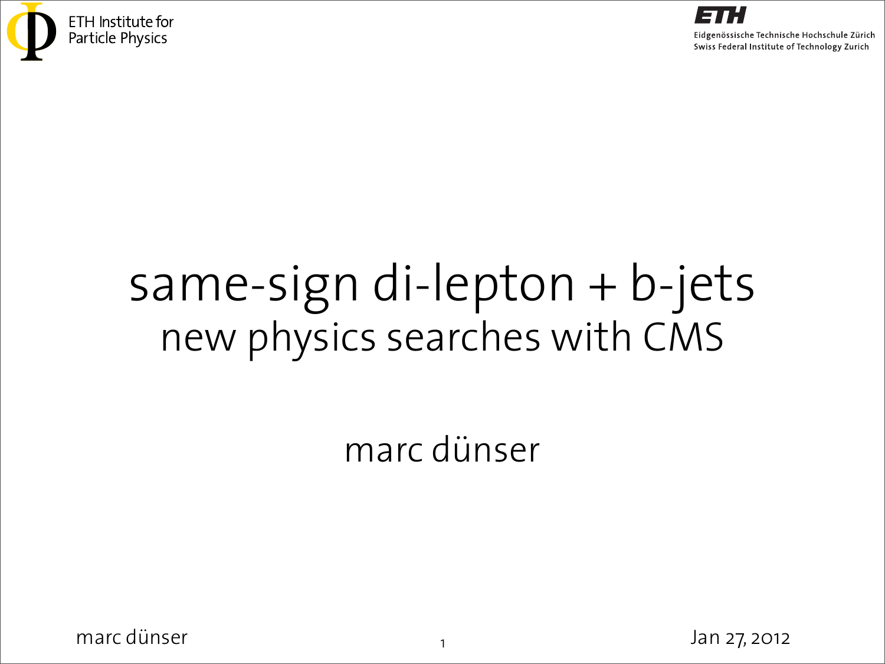ETH Institute for Particle Physics

ETH Eidgenössische Technische Hochschule Zürich
Swiss Federal Institute of Technology Zurich

# same-sign di-lepton + b-jets

## new physics searches with CMS

marc dünser

Jan 27, 2012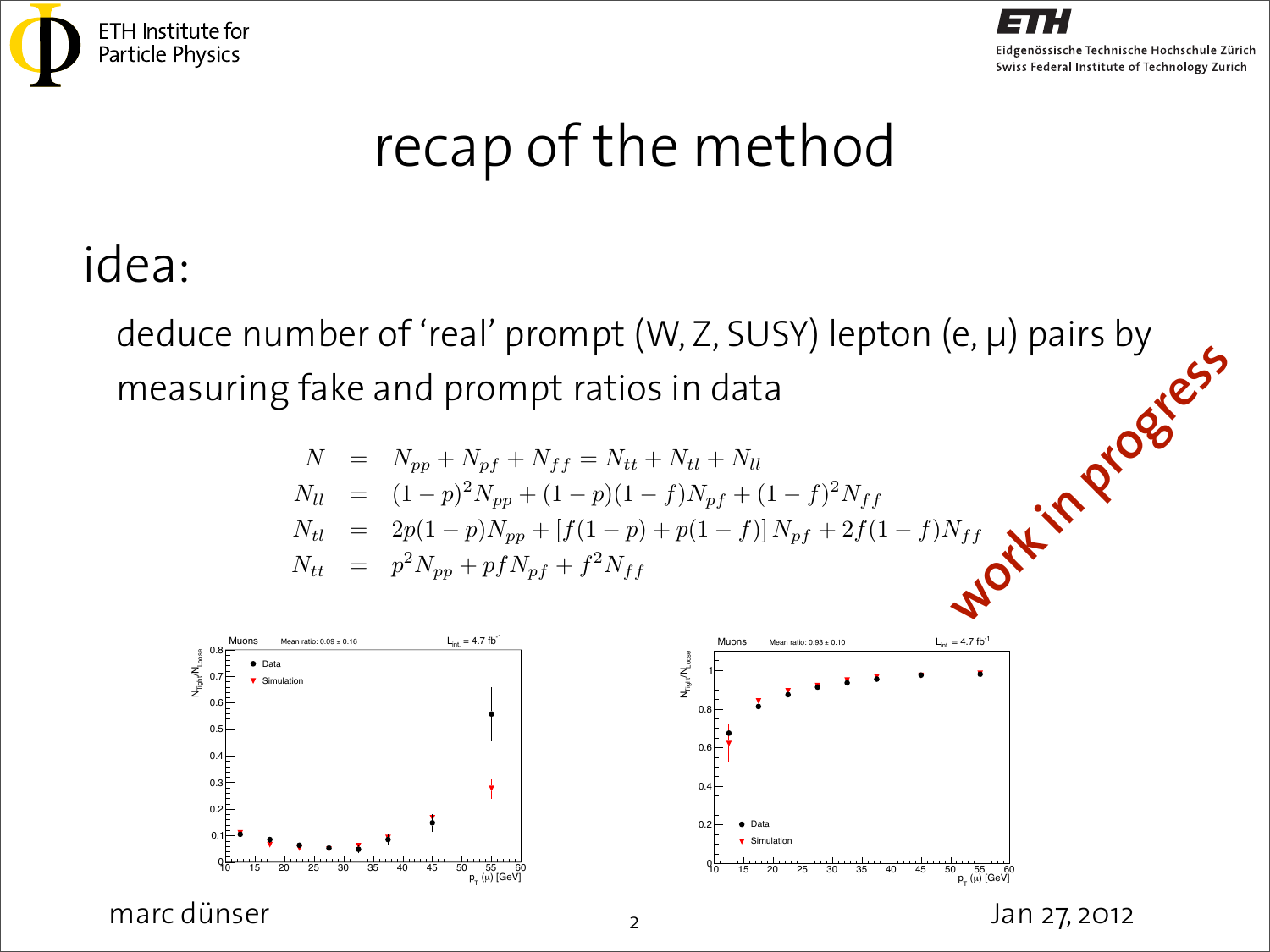# recap of the method

## idea:

deduce number of 'real' prompt (W, Z, SUSY) lepton (e, μ) pairs by measuring fake and prompt ratios in data

**work in progress**

$$
\begin{aligned}
N &= N_{pp} + N_{pf} + N_{ff} = N_{tt} + N_{tl} + N_{ll} \\
N_{ll} &= (1-p)^2 N_{pp} + (1-p)(1-f) N_{pf} + (1-f)^2 N_{ff} \\
N_{tl} &= 2p(1-p) N_{pp} + [f(1-p) + p(1-f)] N_{pf} + 2f(1-f) N_{ff} \\
N_{tt} &= p^2 N_{pp} + pf N_{pf} + f^2 N_{ff}
\end{aligned}
$$

Muons — Mean ratio: 0.09 ± 0.16 — $L_{int.} = 4.7\ fb^{-1}$ — $N_{Tight}/N_{Loose}$ vs. $p_T$ (μ) [GeV] — Data, Simulation

Muons — Mean ratio: 0.93 ± 0.10 — $L_{int.} = 4.7\ fb^{-1}$ — $N_{Tight}/N_{Loose}$ vs. $p_T$ (μ) [GeV] — Data, Simulation

marc dünser

Jan 27, 2012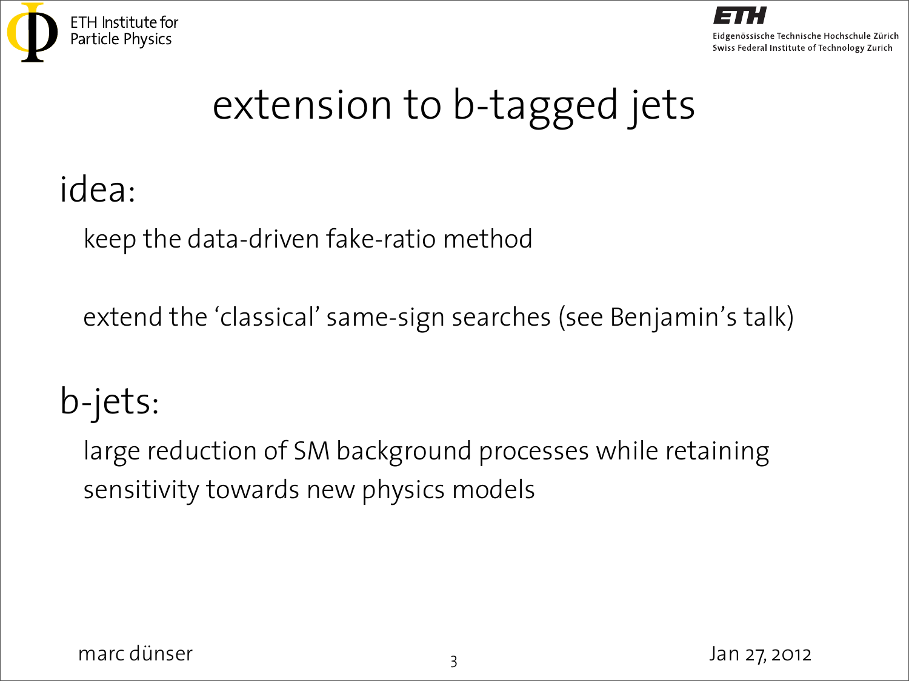# extension to b-tagged jets

## idea:

keep the data-driven fake-ratio method

extend the 'classical' same-sign searches (see Benjamin's talk)

## b-jets:

large reduction of SM background processes while retaining sensitivity towards new physics models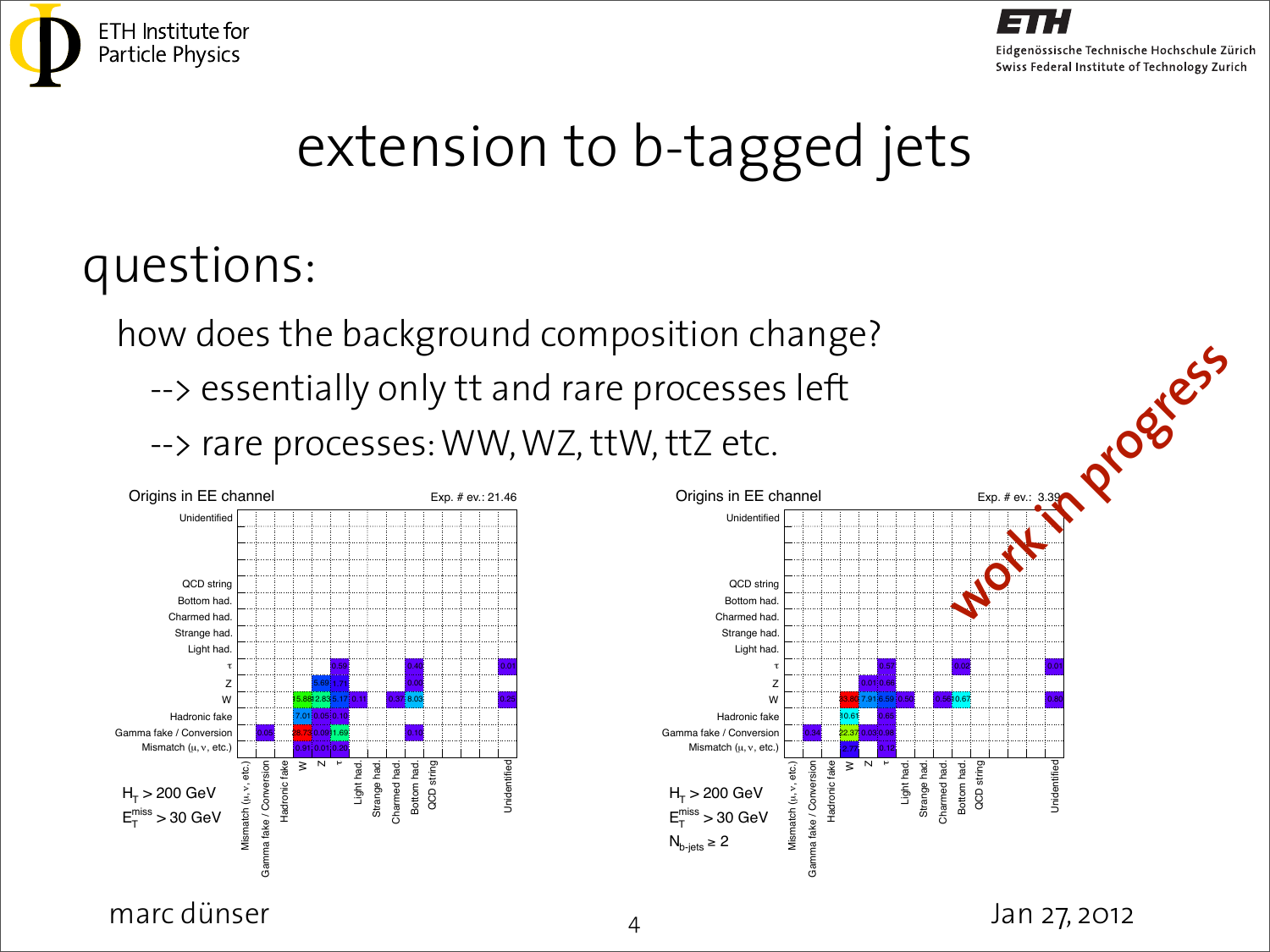# extension to b-tagged jets

## questions:

how does the background composition change?

--> essentially only tt and rare processes left

--> rare processes: WW, WZ, ttW, ttZ etc.

*work in progress*

Origins in EE channel — Exp. # ev.: 21.46

$H_T > 200$ GeV
$E_T^{miss} > 30$ GeV

Origins in EE channel — Exp. # ev.: 3.39

$H_T > 200$ GeV
$E_T^{miss} > 30$ GeV
$N_{b\text{-jets}} \geq 2$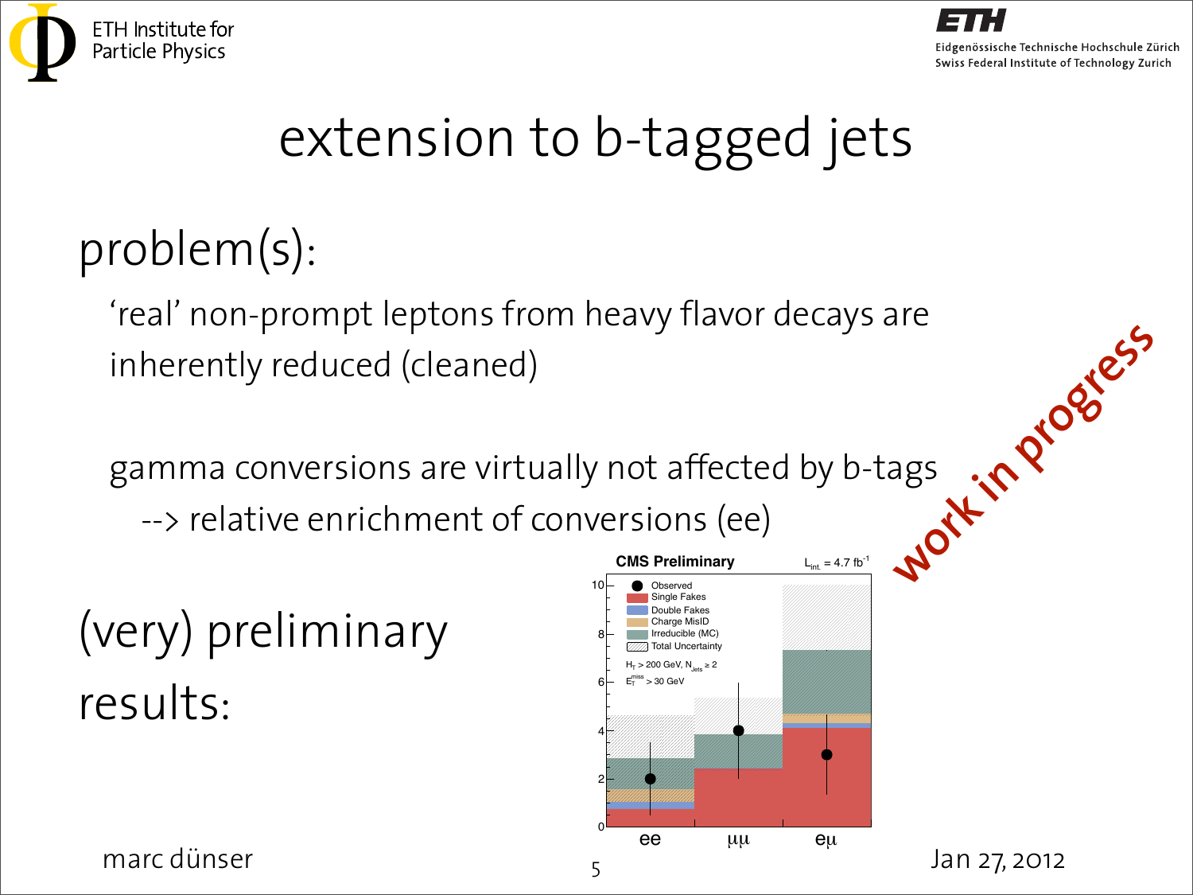# extension to b-tagged jets

## problem(s):

'real' non-prompt leptons from heavy flavor decays are inherently reduced (cleaned)

gamma conversions are virtually not affected by b-tags
--> relative enrichment of conversions (ee)

**work in progress**

## (very) preliminary results:

CMS Preliminary $L_{int.} = 4.7\ fb^{-1}$

Observed, Single Fakes, Double Fakes, Charge MisID, Irreducible (MC), Total Uncertainty

$H_T > 200$ GeV, $N_{Jets} \geq 2$

$E_T^{miss} > 30$ GeV

ee, μμ, eμ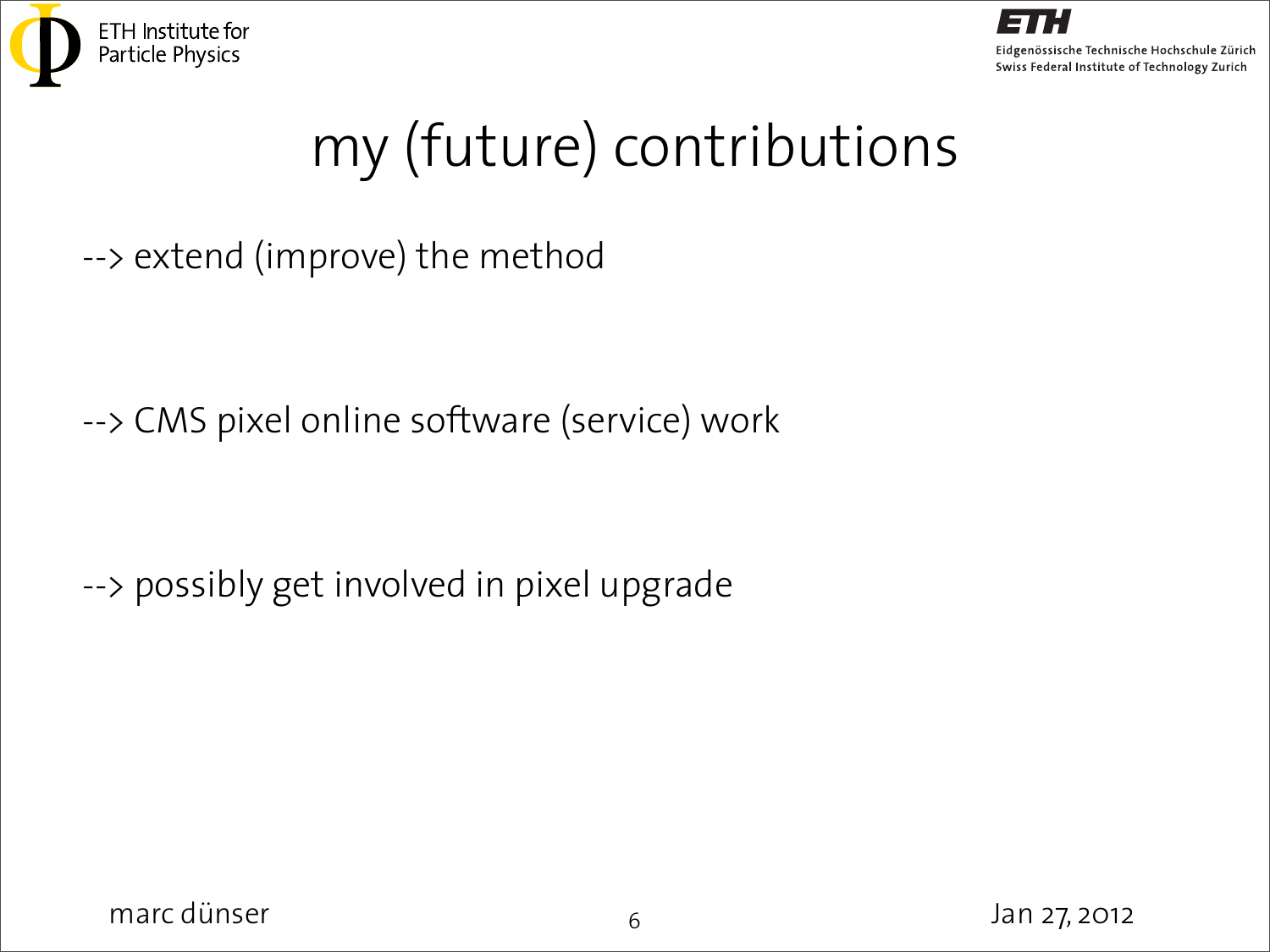# my (future) contributions

--> extend (improve) the method

--> CMS pixel online software (service) work

--> possibly get involved in pixel upgrade